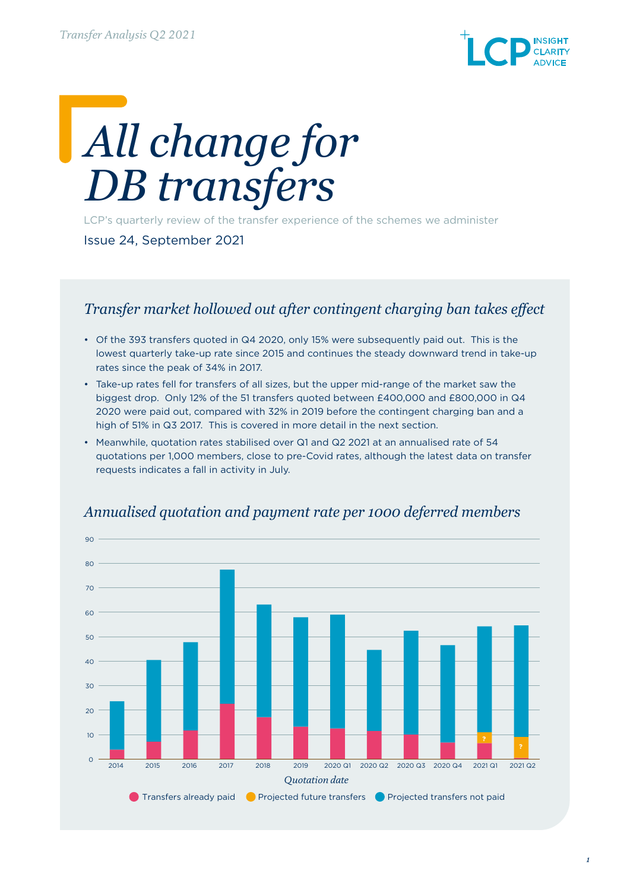# *All change for DB transfers*

LCP's quarterly review of the transfer experience of the schemes we administer

Issue 24, September 2021

## *Transfer market hollowed out after contingent charging ban takes effect*

- Of the 393 transfers quoted in Q4 2020, only 15% were subsequently paid out. This is the lowest quarterly take-up rate since 2015 and continues the steady downward trend in take-up rates since the peak of 34% in 2017.
- Take-up rates fell for transfers of all sizes, but the upper mid-range of the market saw the biggest drop. Only 12% of the 51 transfers quoted between £400,000 and £800,000 in Q4 2020 were paid out, compared with 32% in 2019 before the contingent charging ban and a high of 51% in Q3 2017. This is covered in more detail in the next section.
- Meanwhile, quotation rates stabilised over Q1 and Q2 2021 at an annualised rate of 54 quotations per 1,000 members, close to pre-Covid rates, although the latest data on transfer requests indicates a fall in activity in July.

### *Annualised quotation and payment rate per 1000 deferred members*

Legend: Transfers already paid; Projected future transfers; Projected transfers not paid

X-axis: *Quotation date* (2014, 2015, 2016, 2017, 2018, 2019, 2020 Q1, 2020 Q2, 2020 Q3, 2020 Q4, 2021 Q1, 2021 Q2)

Y-axis: 0–90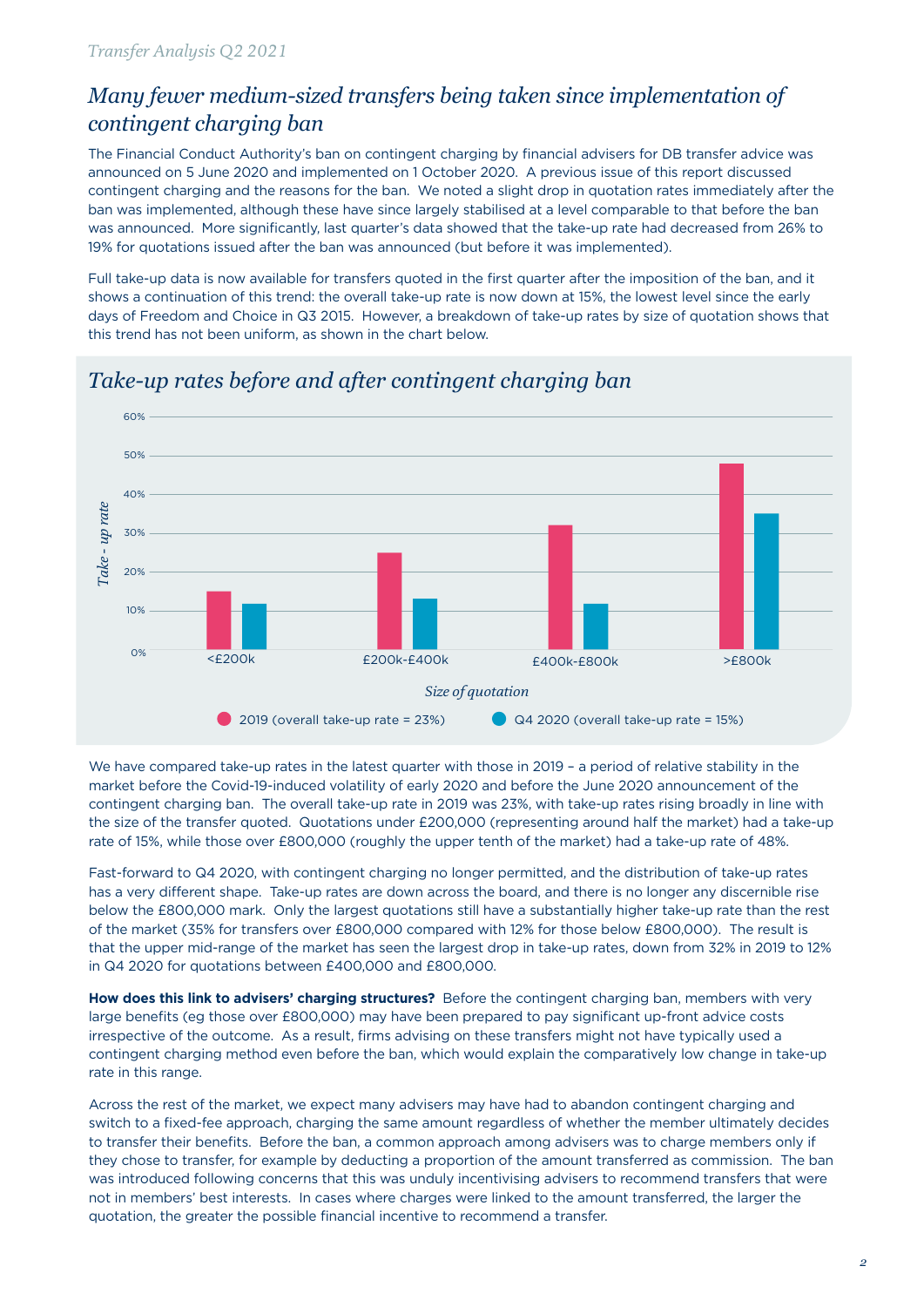## *Many fewer medium-sized transfers being taken since implementation of contingent charging ban*

The Financial Conduct Authority's ban on contingent charging by financial advisers for DB transfer advice was announced on 5 June 2020 and implemented on 1 October 2020. A previous issue of this report discussed contingent charging and the reasons for the ban. We noted a slight drop in quotation rates immediately after the ban was implemented, although these have since largely stabilised at a level comparable to that before the ban was announced. More significantly, last quarter's data showed that the take-up rate had decreased from 26% to 19% for quotations issued after the ban was announced (but before it was implemented).

Full take-up data is now available for transfers quoted in the first quarter after the imposition of the ban, and it shows a continuation of this trend: the overall take-up rate is now down at 15%, the lowest level since the early days of Freedom and Choice in Q3 2015. However, a breakdown of take-up rates by size of quotation shows that this trend has not been uniform, as shown in the chart below.

### *Take-up rates before and after contingent charging ban*

| Size of quotation | 2019 (overall take-up rate = 23%) | Q4 2020 (overall take-up rate = 15%) |
|---|---|---|
| <£200k | 15% | 12% |
| £200k-£400k | 25% | 13% |
| £400k-£800k | 32% | 12% |
| >£800k | 48% | 35% |

We have compared take-up rates in the latest quarter with those in 2019 – a period of relative stability in the market before the Covid-19-induced volatility of early 2020 and before the June 2020 announcement of the contingent charging ban. The overall take-up rate in 2019 was 23%, with take-up rates rising broadly in line with the size of the transfer quoted. Quotations under £200,000 (representing around half the market) had a take-up rate of 15%, while those over £800,000 (roughly the upper tenth of the market) had a take-up rate of 48%.

Fast-forward to Q4 2020, with contingent charging no longer permitted, and the distribution of take-up rates has a very different shape. Take-up rates are down across the board, and there is no longer any discernible rise below the £800,000 mark. Only the largest quotations still have a substantially higher take-up rate than the rest of the market (35% for transfers over £800,000 compared with 12% for those below £800,000). The result is that the upper mid-range of the market has seen the largest drop in take-up rates, down from 32% in 2019 to 12% in Q4 2020 for quotations between £400,000 and £800,000.

**How does this link to advisers' charging structures?** Before the contingent charging ban, members with very large benefits (eg those over £800,000) may have been prepared to pay significant up-front advice costs irrespective of the outcome. As a result, firms advising on these transfers might not have typically used a contingent charging method even before the ban, which would explain the comparatively low change in take-up rate in this range.

Across the rest of the market, we expect many advisers may have had to abandon contingent charging and switch to a fixed-fee approach, charging the same amount regardless of whether the member ultimately decides to transfer their benefits. Before the ban, a common approach among advisers was to charge members only if they chose to transfer, for example by deducting a proportion of the amount transferred as commission. The ban was introduced following concerns that this was unduly incentivising advisers to recommend transfers that were not in members' best interests. In cases where charges were linked to the amount transferred, the larger the quotation, the greater the possible financial incentive to recommend a transfer.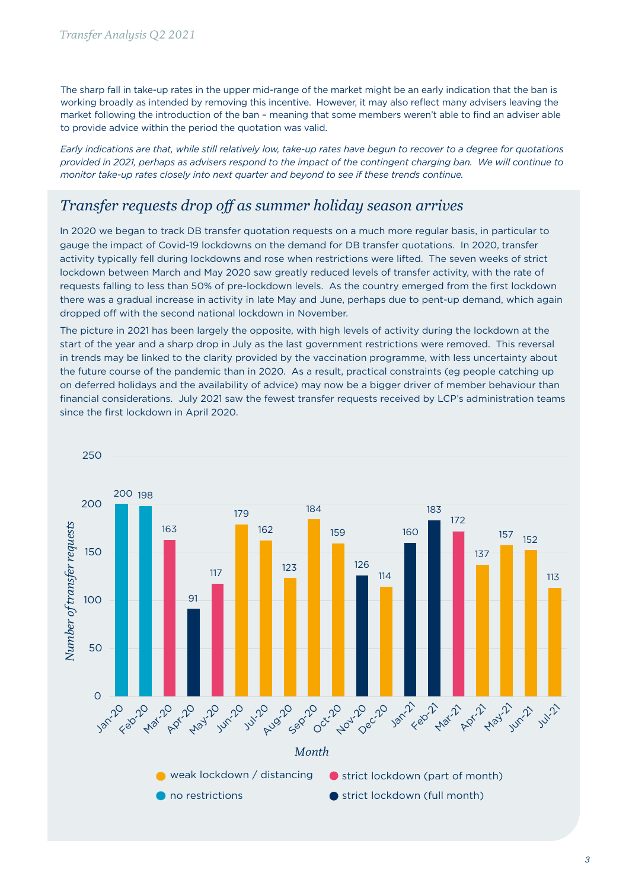The sharp fall in take-up rates in the upper mid-range of the market might be an early indication that the ban is working broadly as intended by removing this incentive. However, it may also reflect many advisers leaving the market following the introduction of the ban – meaning that some members weren't able to find an adviser able to provide advice within the period the quotation was valid.

*Early indications are that, while still relatively low, take-up rates have begun to recover to a degree for quotations provided in 2021, perhaps as advisers respond to the impact of the contingent charging ban. We will continue to monitor take-up rates closely into next quarter and beyond to see if these trends continue.*

## *Transfer requests drop off as summer holiday season arrives*

In 2020 we began to track DB transfer quotation requests on a much more regular basis, in particular to gauge the impact of Covid-19 lockdowns on the demand for DB transfer quotations. In 2020, transfer activity typically fell during lockdowns and rose when restrictions were lifted. The seven weeks of strict lockdown between March and May 2020 saw greatly reduced levels of transfer activity, with the rate of requests falling to less than 50% of pre-lockdown levels. As the country emerged from the first lockdown there was a gradual increase in activity in late May and June, perhaps due to pent-up demand, which again dropped off with the second national lockdown in November.

The picture in 2021 has been largely the opposite, with high levels of activity during the lockdown at the start of the year and a sharp drop in July as the last government restrictions were removed. This reversal in trends may be linked to the clarity provided by the vaccination programme, with less uncertainty about the future course of the pandemic than in 2020. As a result, practical constraints (eg people catching up on deferred holidays and the availability of advice) may now be a bigger driver of member behaviour than financial considerations. July 2021 saw the fewest transfer requests received by LCP's administration teams since the first lockdown in April 2020.

| Month | Number of transfer requests | Restrictions |
|---|---|---|
| Jan-20 | 200 | no restrictions |
| Feb-20 | 198 | no restrictions |
| Mar-20 | 163 | strict lockdown (part of month) |
| Apr-20 | 91 | strict lockdown (full month) |
| May-20 | 117 | strict lockdown (part of month) |
| Jun-20 | 179 | weak lockdown / distancing |
| Jul-20 | 162 | weak lockdown / distancing |
| Aug-20 | 123 | weak lockdown / distancing |
| Sep-20 | 184 | weak lockdown / distancing |
| Oct-20 | 159 | weak lockdown / distancing |
| Nov-20 | 126 | strict lockdown (full month) |
| Dec-20 | 114 | weak lockdown / distancing |
| Jan-21 | 160 | strict lockdown (full month) |
| Feb-21 | 183 | strict lockdown (full month) |
| Mar-21 | 172 | strict lockdown (part of month) |
| Apr-21 | 137 | weak lockdown / distancing |
| May-21 | 157 | weak lockdown / distancing |
| Jun-21 | 152 | weak lockdown / distancing |
| Jul-21 | 113 | weak lockdown / distancing |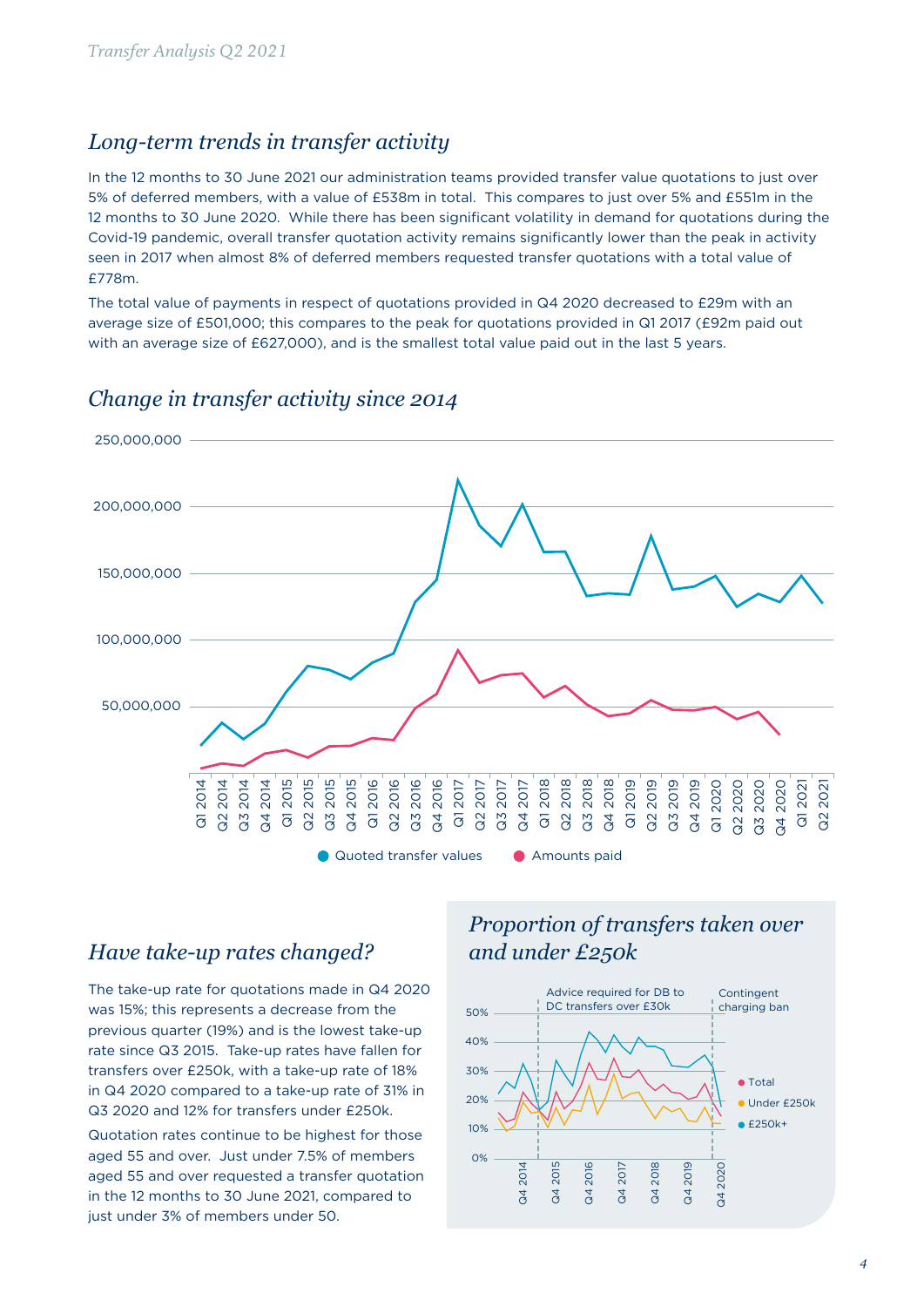## Long-term trends in transfer activity

In the 12 months to 30 June 2021 our administration teams provided transfer value quotations to just over 5% of deferred members, with a value of £538m in total. This compares to just over 5% and £551m in the 12 months to 30 June 2020. While there has been significant volatility in demand for quotations during the Covid-19 pandemic, overall transfer quotation activity remains significantly lower than the peak in activity seen in 2017 when almost 8% of deferred members requested transfer quotations with a total value of £778m.

The total value of payments in respect of quotations provided in Q4 2020 decreased to £29m with an average size of £501,000; this compares to the peak for quotations provided in Q1 2017 (£92m paid out with an average size of £627,000), and is the smallest total value paid out in the last 5 years.

## Change in transfer activity since 2014

## Have take-up rates changed?

The take-up rate for quotations made in Q4 2020 was 15%; this represents a decrease from the previous quarter (19%) and is the lowest take-up rate since Q3 2015. Take-up rates have fallen for transfers over £250k, with a take-up rate of 18% in Q4 2020 compared to a take-up rate of 31% in Q3 2020 and 12% for transfers under £250k.

Quotation rates continue to be highest for those aged 55 and over. Just under 7.5% of members aged 55 and over requested a transfer quotation in the 12 months to 30 June 2021, compared to just under 3% of members under 50.

## Proportion of transfers taken over and under £250k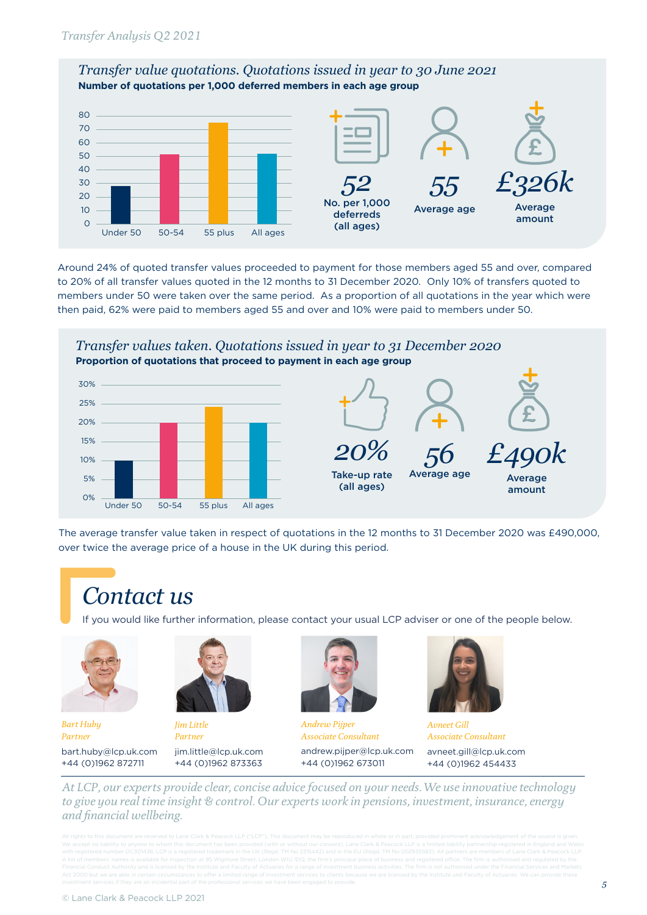## *Transfer value quotations. Quotations issued in year to 30 June 2021*

**Number of quotations per 1,000 deferred members in each age group**

80
70
60
50
40
30
20
10
0

Under 50
50-54
55 plus
All ages

**52**
No. per 1,000 deferreds (all ages)

**55**
Average age

**£326k**
Average amount

Around 24% of quoted transfer values proceeded to payment for those members aged 55 and over, compared to 20% of all transfer values quoted in the 12 months to 31 December 2020. Only 10% of transfers quoted to members under 50 were taken over the same period. As a proportion of all quotations in the year which were then paid, 62% were paid to members aged 55 and over and 10% were paid to members under 50.

## *Transfer values taken. Quotations issued in year to 31 December 2020*

**Proportion of quotations that proceed to payment in each age group**

30%
25%
20%
15%
10%
5%
0%

Under 50
50-54
55 plus
All ages

**20%**
Take-up rate (all ages)

**56**
Average age

**£490k**
Average amount

The average transfer value taken in respect of quotations in the 12 months to 31 December 2020 was £490,000, over twice the average price of a house in the UK during this period.

# *Contact us*

If you would like further information, please contact your usual LCP adviser or one of the people below.

*Bart Huby*
*Partner*
bart.huby@lcp.uk.com
+44 (0)1962 872711

*Jim Little*
*Partner*
jim.little@lcp.uk.com
+44 (0)1962 873363

*Andrew Pijper*
*Associate Consultant*
andrew.pijper@lcp.uk.com
+44 (0)1962 673011

*Avneet Gill*
*Associate Consultant*
avneet.gill@lcp.uk.com
+44 (0)1962 454433

*At LCP, our experts provide clear, concise advice focused on your needs. We use innovative technology to give you real time insight & control. Our experts work in pensions, investment, insurance, energy and financial wellbeing.*

All rights to this document are reserved to Lane Clark & Peacock LLP ("LCP"). This document may be reproduced in whole or in part, provided prominent acknowledgement of the source is given. We accept no liability to anyone to whom this document has been provided (with or without our consent). Lane Clark & Peacock LLP is a limited liability partnership registered in England and Wales with registered number OC301436. LCP is a registered trademark in the UK (Regd. TM No 2315442) and in the EU (Regd. TM No 002935583). All partners are members of Lane Clark & Peacock LLP. A list of members' names is available for inspection at 95 Wigmore Street, London W1U 1DQ, the firm's principal place of business and registered office. The firm is authorised and regulated by the Financial Conduct Authority and is licensed by the Institute and Faculty of Actuaries for a range of investment business activities. The firm is not authorised under the Financial Services and Markets Act 2000 but we are able in certain circumstances to offer a limited range of investment services to clients because we are licensed by the Institute and Faculty of Actuaries. We can provide these investment services if they are an incidental part of the professional services we have been engaged to provide.

© Lane Clark & Peacock LLP 2021